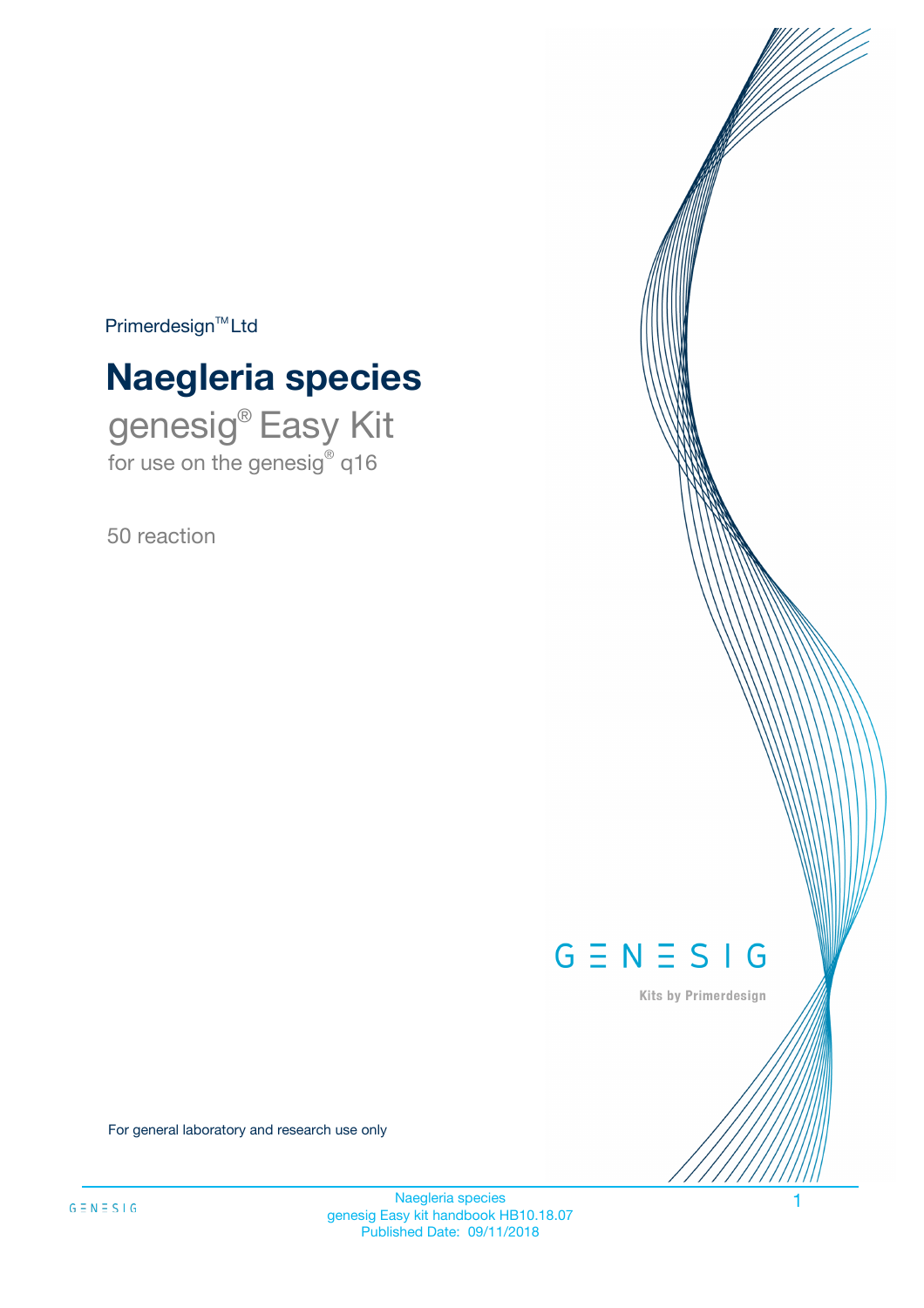Primerdesign™ Ltd

# Naegleria species

## genesig® Easy Kit

for use on the genesig® q16

50 reaction

GENESIG

Kits by Primerdesign

For general laboratory and research use only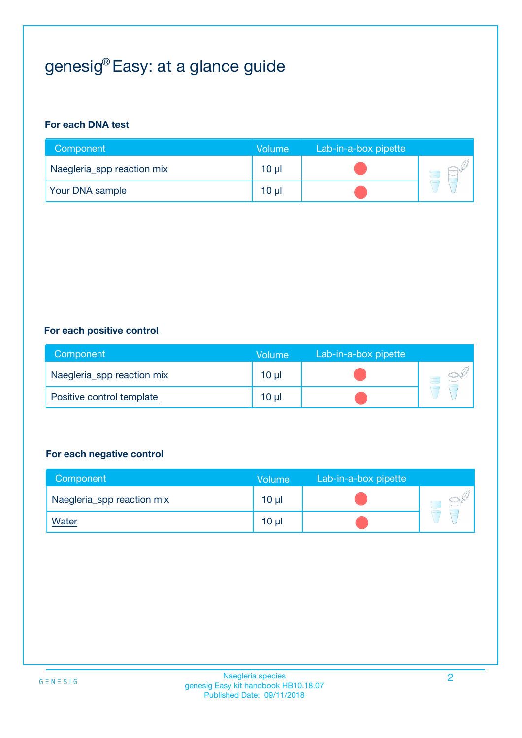# genesig® Easy: at a glance guide

### For each DNA test

| Component | Volume | Lab-in-a-box pipette |
|---|---|---|
| Naegleria_spp reaction mix | 10 µl | |
| Your DNA sample | 10 µl | |

### For each positive control

| Component | Volume | Lab-in-a-box pipette |
|---|---|---|
| Naegleria_spp reaction mix | 10 µl | |
| Positive control template | 10 µl | |

### For each negative control

| Component | Volume | Lab-in-a-box pipette |
|---|---|---|
| Naegleria_spp reaction mix | 10 µl | |
| Water | 10 µl | |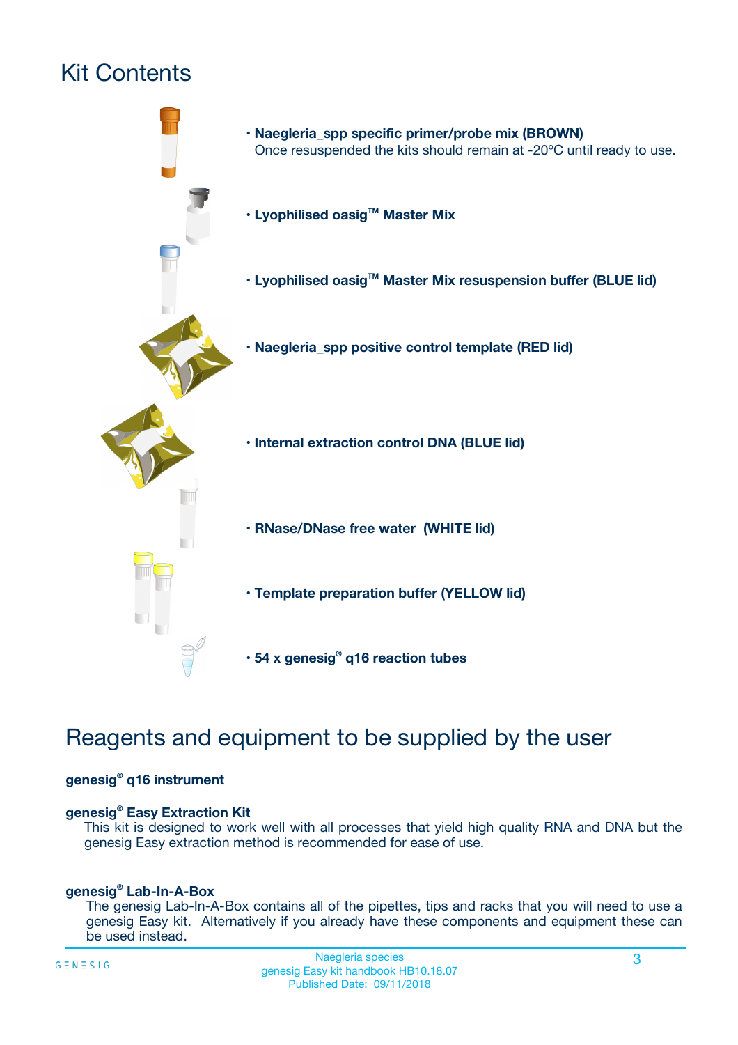# Kit Contents

- **Naegleria_spp specific primer/probe mix (BROWN)**
  Once resuspended the kits should remain at -20ºC until ready to use.
- **Lyophilised oasig™ Master Mix**
- **Lyophilised oasig™ Master Mix resuspension buffer (BLUE lid)**
- **Naegleria_spp positive control template (RED lid)**
- **Internal extraction control DNA (BLUE lid)**
- **RNase/DNase free water (WHITE lid)**
- **Template preparation buffer (YELLOW lid)**
- **54 x genesig® q16 reaction tubes**

# Reagents and equipment to be supplied by the user

**genesig® q16 instrument**

**genesig® Easy Extraction Kit**
This kit is designed to work well with all processes that yield high quality RNA and DNA but the genesig Easy extraction method is recommended for ease of use.

**genesig® Lab-In-A-Box**
The genesig Lab-In-A-Box contains all of the pipettes, tips and racks that you will need to use a genesig Easy kit. Alternatively if you already have these components and equipment these can be used instead.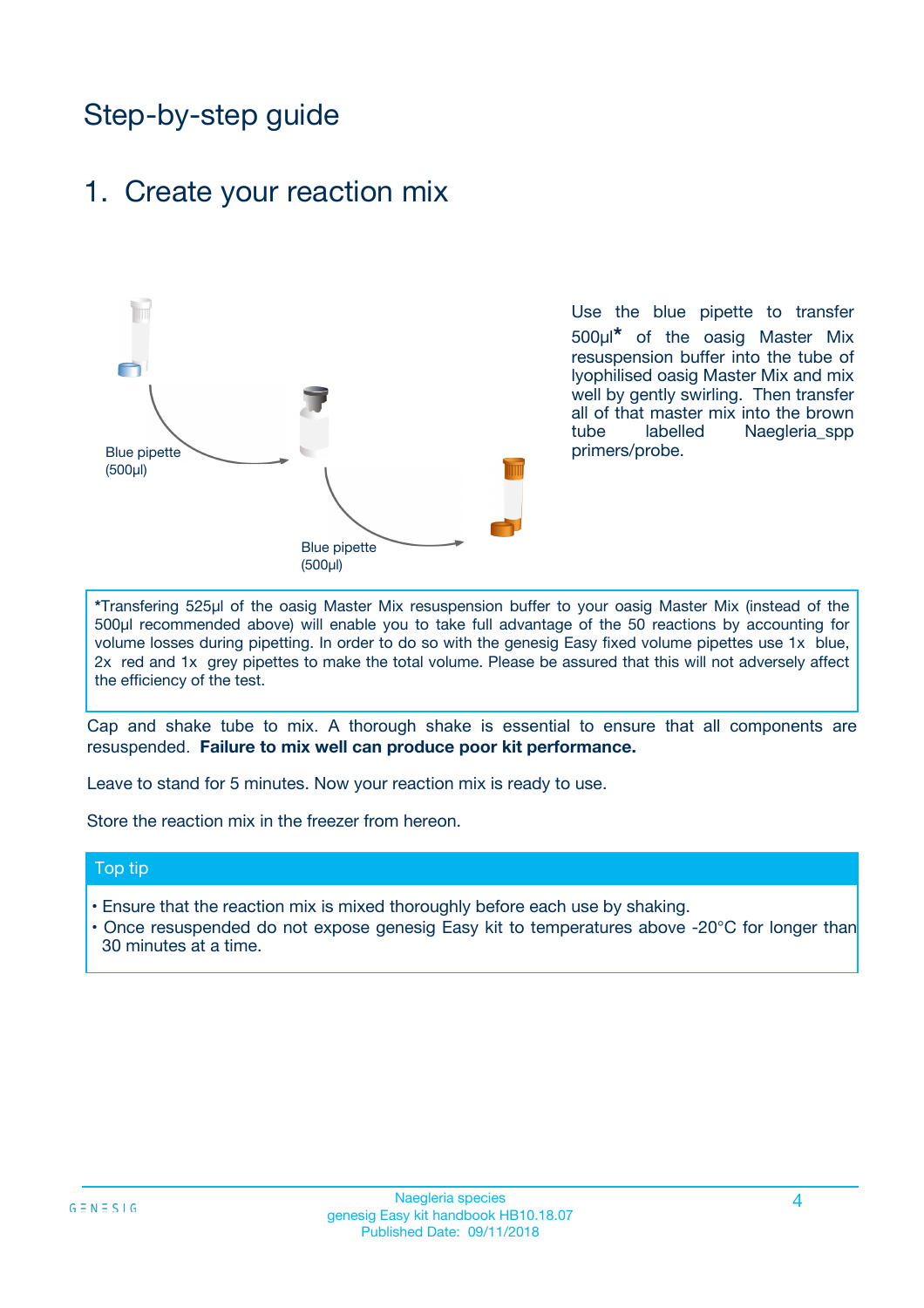# Step-by-step guide

## 1. Create your reaction mix

Blue pipette (500µl)

Blue pipette (500µl)

Use the blue pipette to transfer 500µl* of the oasig Master Mix resuspension buffer into the tube of lyophilised oasig Master Mix and mix well by gently swirling. Then transfer all of that master mix into the brown tube labelled Naegleria_spp primers/probe.

*Transfering 525µl of the oasig Master Mix resuspension buffer to your oasig Master Mix (instead of the 500µl recommended above) will enable you to take full advantage of the 50 reactions by accounting for volume losses during pipetting. In order to do so with the genesig Easy fixed volume pipettes use 1x blue, 2x red and 1x grey pipettes to make the total volume. Please be assured that this will not adversely affect the efficiency of the test.

Cap and shake tube to mix. A thorough shake is essential to ensure that all components are resuspended. **Failure to mix well can produce poor kit performance.**

Leave to stand for 5 minutes. Now your reaction mix is ready to use.

Store the reaction mix in the freezer from hereon.

### Top tip

- Ensure that the reaction mix is mixed thoroughly before each use by shaking.
- Once resuspended do not expose genesig Easy kit to temperatures above -20°C for longer than 30 minutes at a time.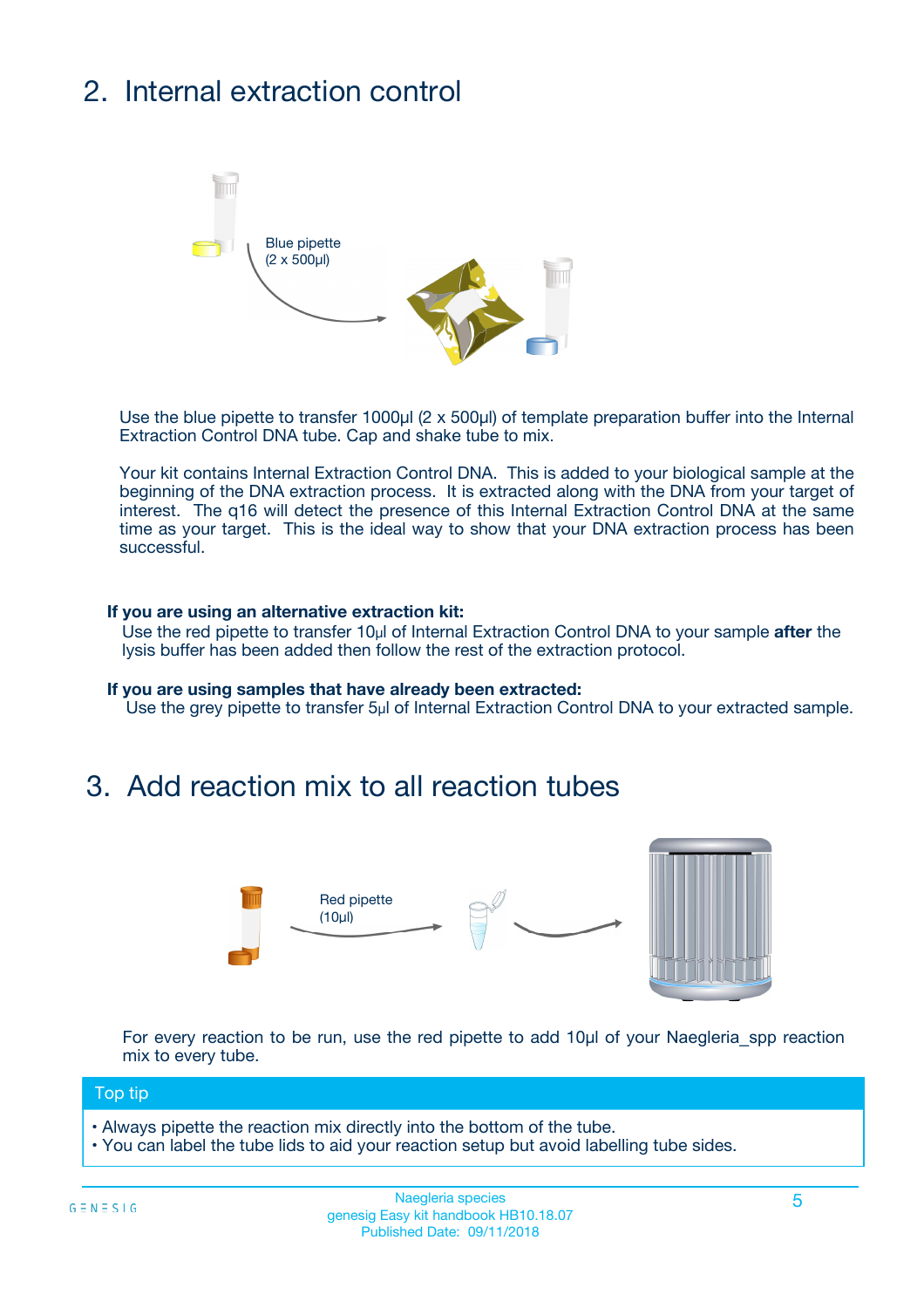## 2. Internal extraction control

Blue pipette
(2 x 500µl)

Use the blue pipette to transfer 1000µl (2 x 500µl) of template preparation buffer into the Internal Extraction Control DNA tube. Cap and shake tube to mix.

Your kit contains Internal Extraction Control DNA. This is added to your biological sample at the beginning of the DNA extraction process. It is extracted along with the DNA from your target of interest. The q16 will detect the presence of this Internal Extraction Control DNA at the same time as your target. This is the ideal way to show that your DNA extraction process has been successful.

**If you are using an alternative extraction kit:**
Use the red pipette to transfer 10µl of Internal Extraction Control DNA to your sample **after** the lysis buffer has been added then follow the rest of the extraction protocol.

**If you are using samples that have already been extracted:**
Use the grey pipette to transfer 5µl of Internal Extraction Control DNA to your extracted sample.

## 3. Add reaction mix to all reaction tubes

Red pipette
(10µl)

For every reaction to be run, use the red pipette to add 10µl of your Naegleria_spp reaction mix to every tube.

**Top tip**

- Always pipette the reaction mix directly into the bottom of the tube.
- You can label the tube lids to aid your reaction setup but avoid labelling tube sides.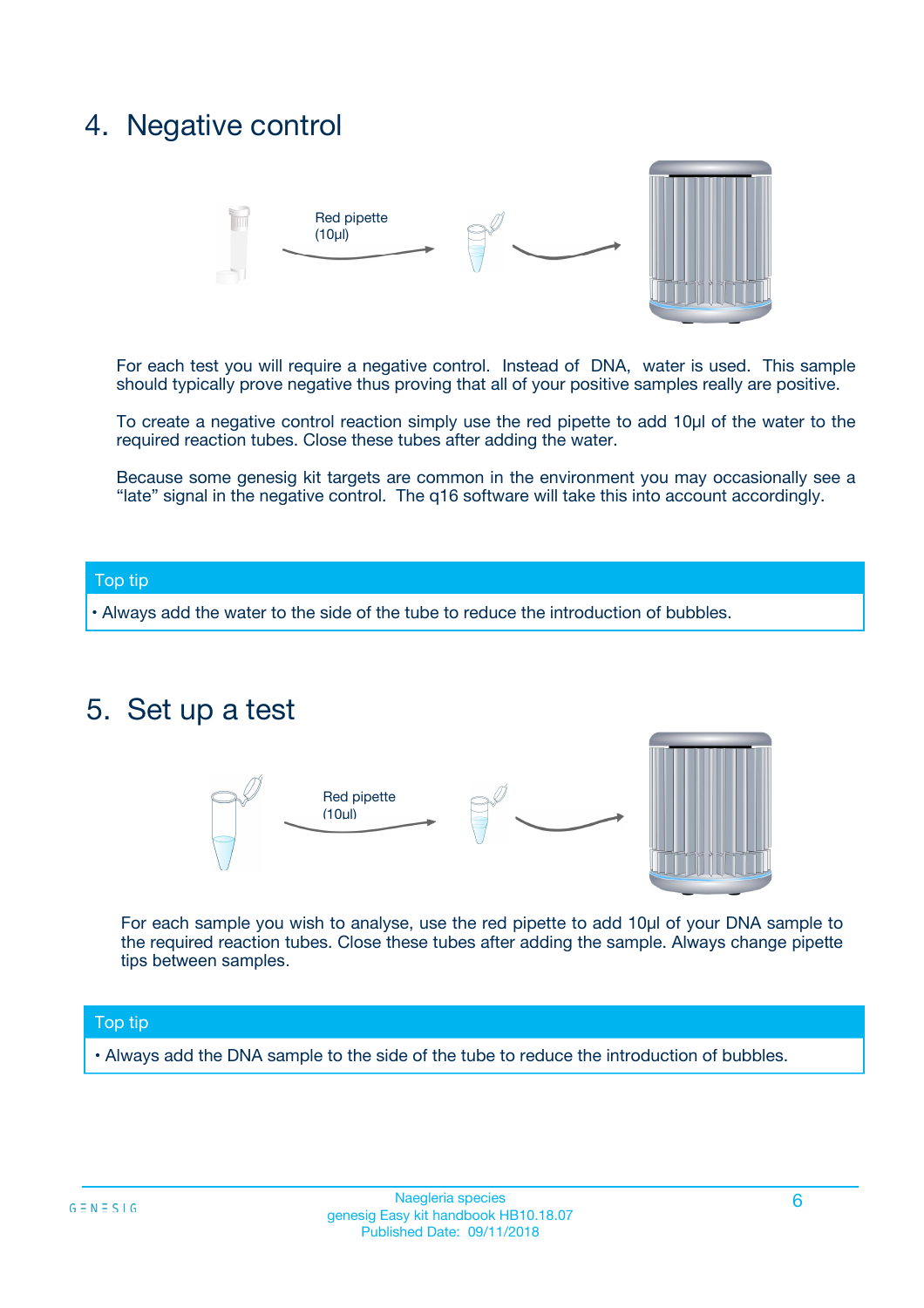## 4. Negative control

Red pipette (10µl)

For each test you will require a negative control. Instead of DNA, water is used. This sample should typically prove negative thus proving that all of your positive samples really are positive.

To create a negative control reaction simply use the red pipette to add 10µl of the water to the required reaction tubes. Close these tubes after adding the water.

Because some genesig kit targets are common in the environment you may occasionally see a "late" signal in the negative control. The q16 software will take this into account accordingly.

**Top tip**

- Always add the water to the side of the tube to reduce the introduction of bubbles.

## 5. Set up a test

Red pipette (10µl)

For each sample you wish to analyse, use the red pipette to add 10µl of your DNA sample to the required reaction tubes. Close these tubes after adding the sample. Always change pipette tips between samples.

**Top tip**

- Always add the DNA sample to the side of the tube to reduce the introduction of bubbles.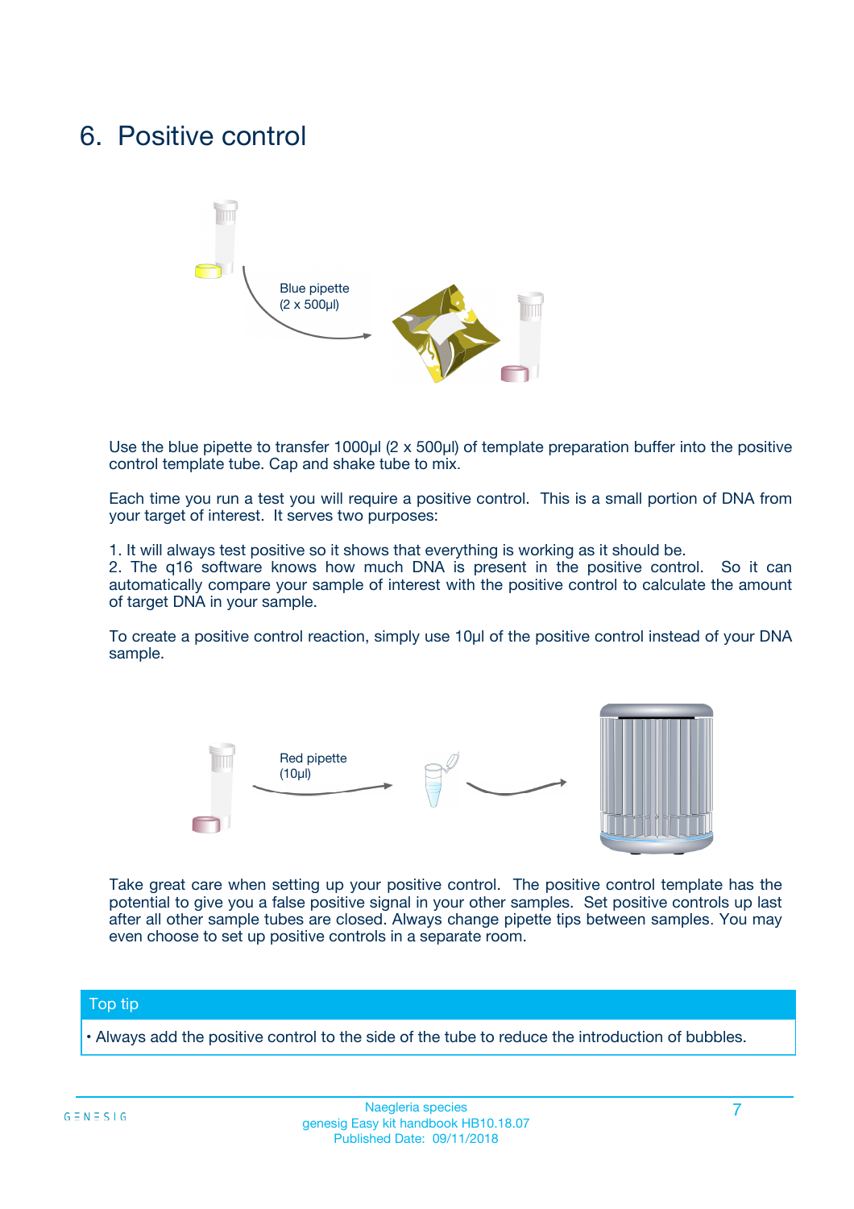# 6. Positive control

Blue pipette
(2 x 500µl)

Use the blue pipette to transfer 1000µl (2 x 500µl) of template preparation buffer into the positive control template tube. Cap and shake tube to mix.

Each time you run a test you will require a positive control. This is a small portion of DNA from your target of interest. It serves two purposes:

1. It will always test positive so it shows that everything is working as it should be.
2. The q16 software knows how much DNA is present in the positive control. So it can automatically compare your sample of interest with the positive control to calculate the amount of target DNA in your sample.

To create a positive control reaction, simply use 10µl of the positive control instead of your DNA sample.

Red pipette
(10µl)

Take great care when setting up your positive control. The positive control template has the potential to give you a false positive signal in your other samples. Set positive controls up last after all other sample tubes are closed. Always change pipette tips between samples. You may even choose to set up positive controls in a separate room.

**Top tip**

- Always add the positive control to the side of the tube to reduce the introduction of bubbles.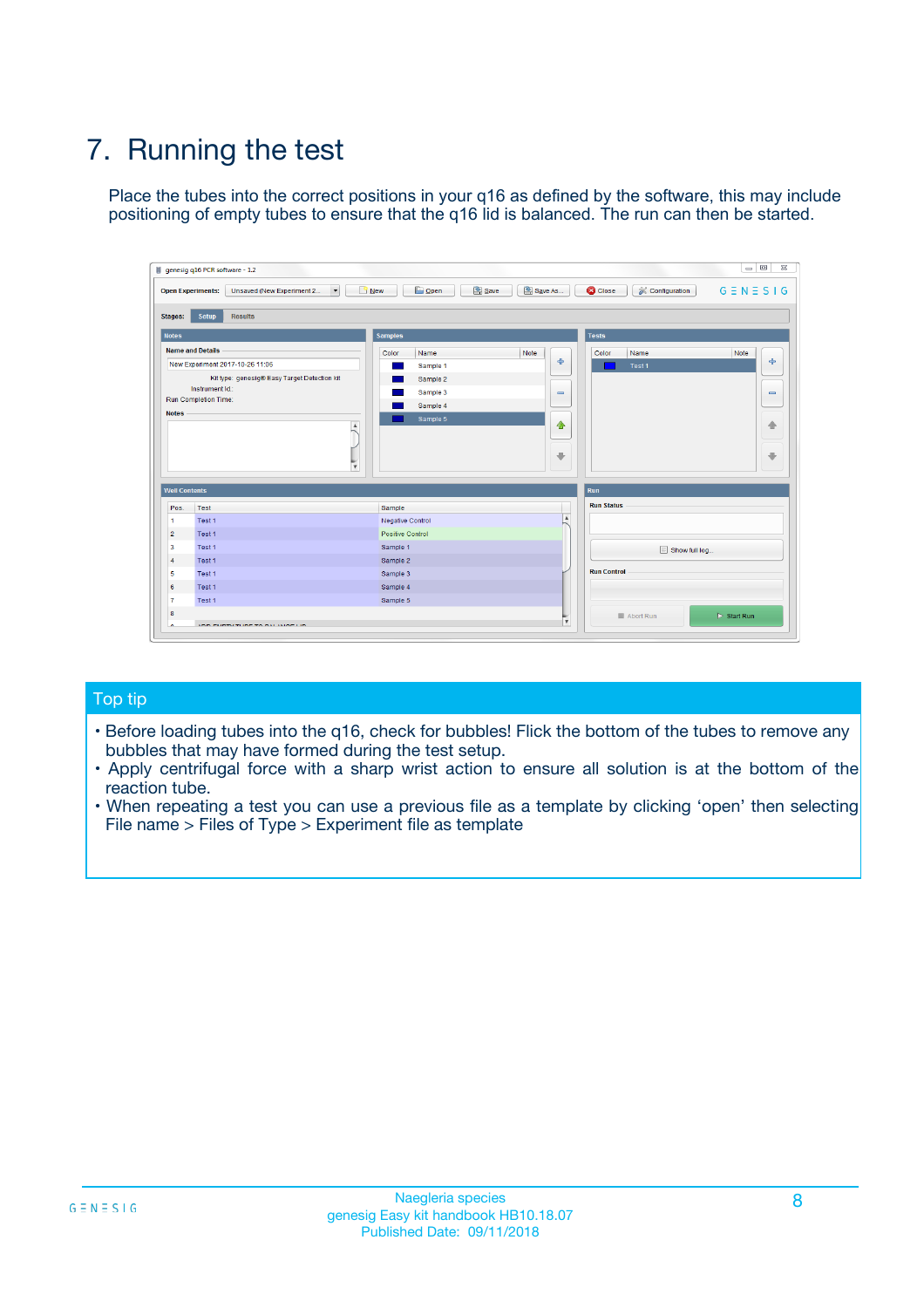# 7. Running the test

Place the tubes into the correct positions in your q16 as defined by the software, this may include positioning of empty tubes to ensure that the q16 lid is balanced. The run can then be started.

## Top tip

- Before loading tubes into the q16, check for bubbles! Flick the bottom of the tubes to remove any bubbles that may have formed during the test setup.
- Apply centrifugal force with a sharp wrist action to ensure all solution is at the bottom of the reaction tube.
- When repeating a test you can use a previous file as a template by clicking 'open' then selecting File name > Files of Type > Experiment file as template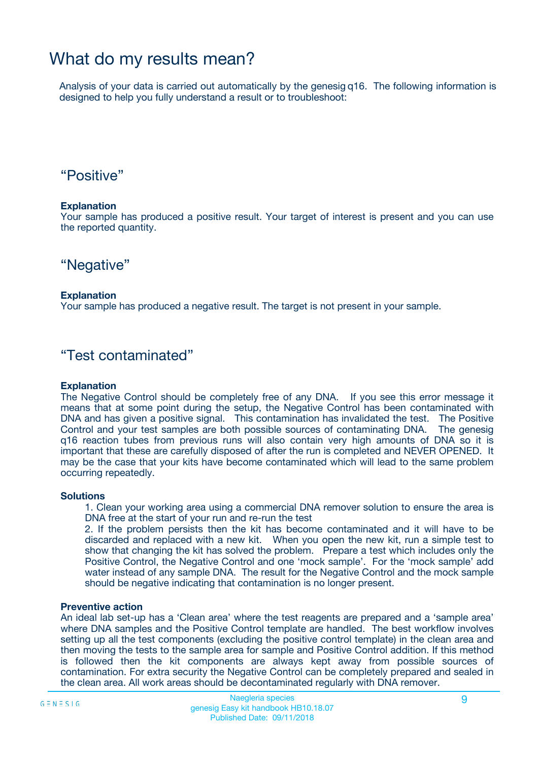# What do my results mean?

Analysis of your data is carried out automatically by the genesig q16. The following information is designed to help you fully understand a result or to troubleshoot:

## “Positive”

**Explanation**

Your sample has produced a positive result. Your target of interest is present and you can use the reported quantity.

## “Negative”

**Explanation**

Your sample has produced a negative result. The target is not present in your sample.

## “Test contaminated”

**Explanation**

The Negative Control should be completely free of any DNA. If you see this error message it means that at some point during the setup, the Negative Control has been contaminated with DNA and has given a positive signal. This contamination has invalidated the test. The Positive Control and your test samples are both possible sources of contaminating DNA. The genesig q16 reaction tubes from previous runs will also contain very high amounts of DNA so it is important that these are carefully disposed of after the run is completed and NEVER OPENED. It may be the case that your kits have become contaminated which will lead to the same problem occurring repeatedly.

**Solutions**

1. Clean your working area using a commercial DNA remover solution to ensure the area is DNA free at the start of your run and re-run the test
2. If the problem persists then the kit has become contaminated and it will have to be discarded and replaced with a new kit. When you open the new kit, run a simple test to show that changing the kit has solved the problem. Prepare a test which includes only the Positive Control, the Negative Control and one ‘mock sample’. For the ‘mock sample’ add water instead of any sample DNA. The result for the Negative Control and the mock sample should be negative indicating that contamination is no longer present.

**Preventive action**

An ideal lab set-up has a ‘Clean area’ where the test reagents are prepared and a ‘sample area’ where DNA samples and the Positive Control template are handled. The best workflow involves setting up all the test components (excluding the positive control template) in the clean area and then moving the tests to the sample area for sample and Positive Control addition. If this method is followed then the kit components are always kept away from possible sources of contamination. For extra security the Negative Control can be completely prepared and sealed in the clean area. All work areas should be decontaminated regularly with DNA remover.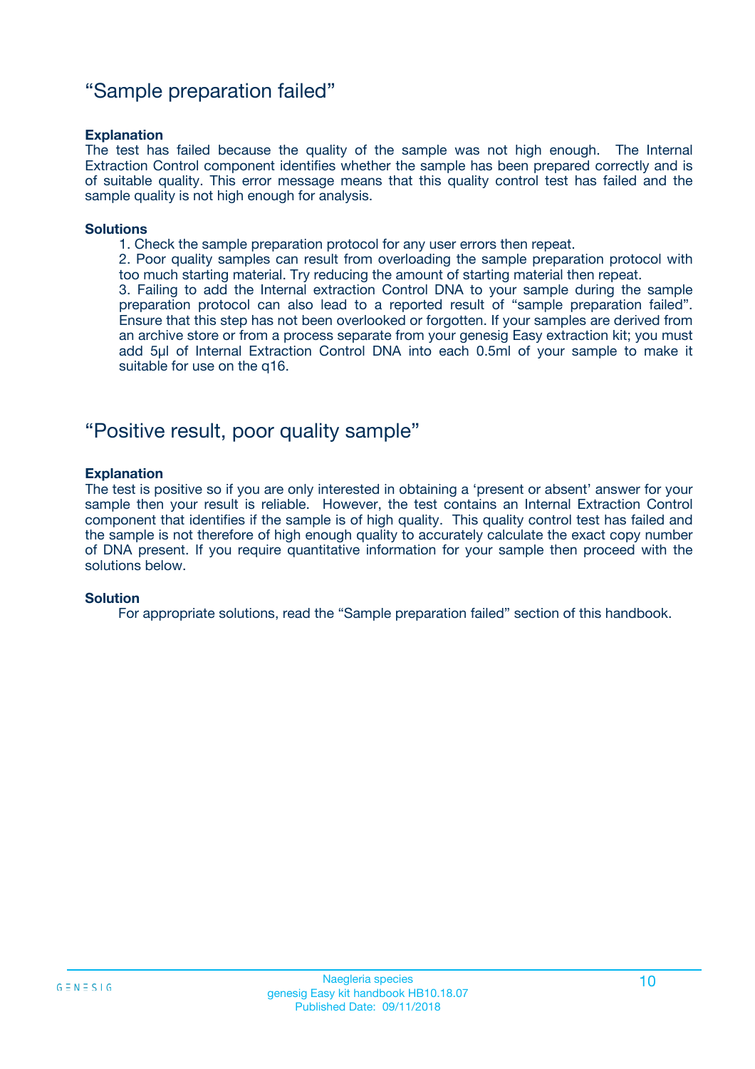## "Sample preparation failed"

**Explanation**

The test has failed because the quality of the sample was not high enough. The Internal Extraction Control component identifies whether the sample has been prepared correctly and is of suitable quality. This error message means that this quality control test has failed and the sample quality is not high enough for analysis.

**Solutions**

1. Check the sample preparation protocol for any user errors then repeat.
2. Poor quality samples can result from overloading the sample preparation protocol with too much starting material. Try reducing the amount of starting material then repeat.
3. Failing to add the Internal extraction Control DNA to your sample during the sample preparation protocol can also lead to a reported result of "sample preparation failed". Ensure that this step has not been overlooked or forgotten. If your samples are derived from an archive store or from a process separate from your genesig Easy extraction kit; you must add 5µl of Internal Extraction Control DNA into each 0.5ml of your sample to make it suitable for use on the q16.

## "Positive result, poor quality sample"

**Explanation**

The test is positive so if you are only interested in obtaining a 'present or absent' answer for your sample then your result is reliable. However, the test contains an Internal Extraction Control component that identifies if the sample is of high quality. This quality control test has failed and the sample is not therefore of high enough quality to accurately calculate the exact copy number of DNA present. If you require quantitative information for your sample then proceed with the solutions below.

**Solution**

For appropriate solutions, read the "Sample preparation failed" section of this handbook.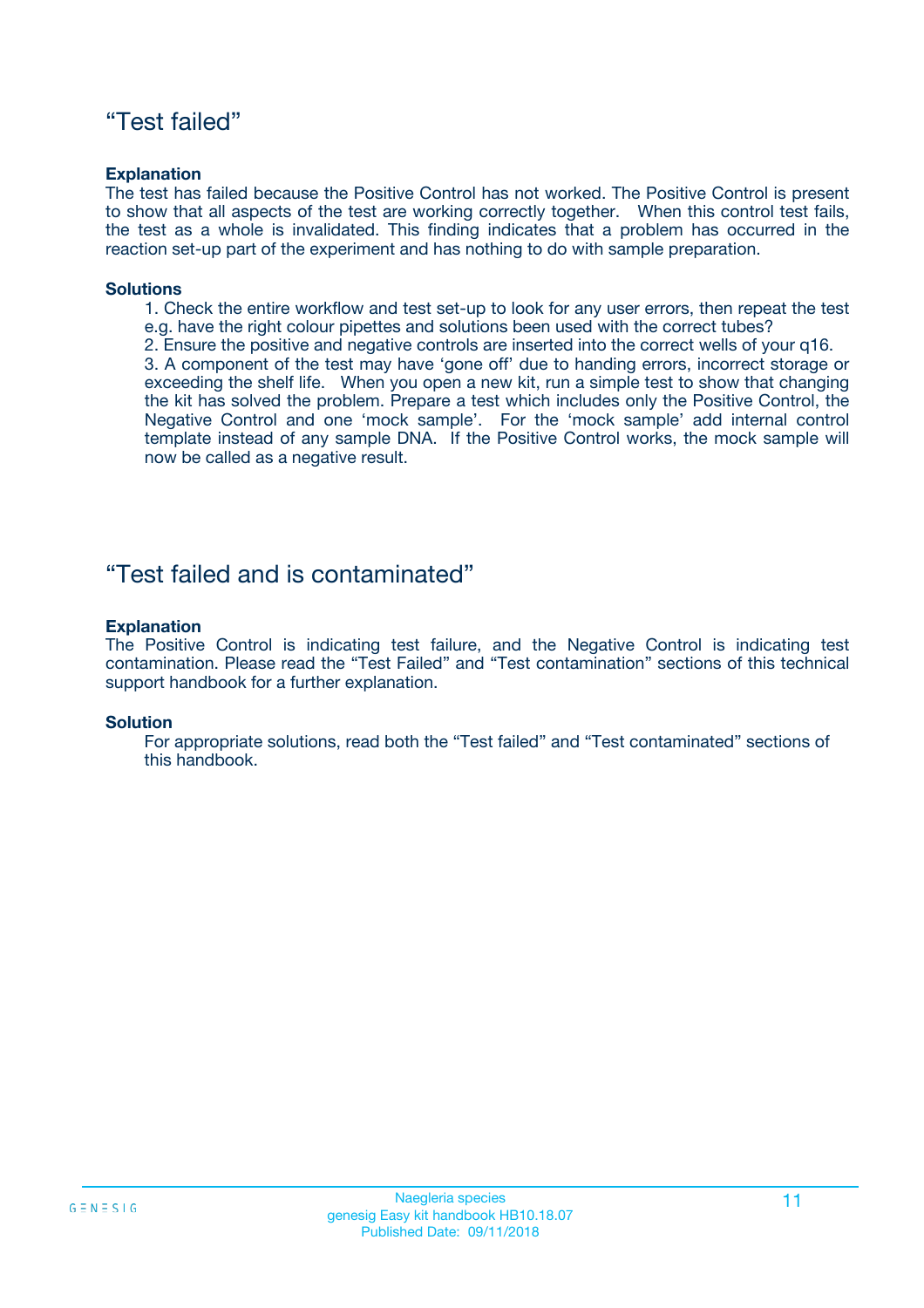## “Test failed”

**Explanation**

The test has failed because the Positive Control has not worked. The Positive Control is present to show that all aspects of the test are working correctly together. When this control test fails, the test as a whole is invalidated. This finding indicates that a problem has occurred in the reaction set-up part of the experiment and has nothing to do with sample preparation.

**Solutions**

1. Check the entire workflow and test set-up to look for any user errors, then repeat the test e.g. have the right colour pipettes and solutions been used with the correct tubes?
2. Ensure the positive and negative controls are inserted into the correct wells of your q16.
3. A component of the test may have ‘gone off’ due to handing errors, incorrect storage or exceeding the shelf life. When you open a new kit, run a simple test to show that changing the kit has solved the problem. Prepare a test which includes only the Positive Control, the Negative Control and one ‘mock sample’. For the ‘mock sample’ add internal control template instead of any sample DNA. If the Positive Control works, the mock sample will now be called as a negative result.

## “Test failed and is contaminated”

**Explanation**

The Positive Control is indicating test failure, and the Negative Control is indicating test contamination. Please read the “Test Failed” and “Test contamination” sections of this technical support handbook for a further explanation.

**Solution**

For appropriate solutions, read both the “Test failed” and “Test contaminated” sections of this handbook.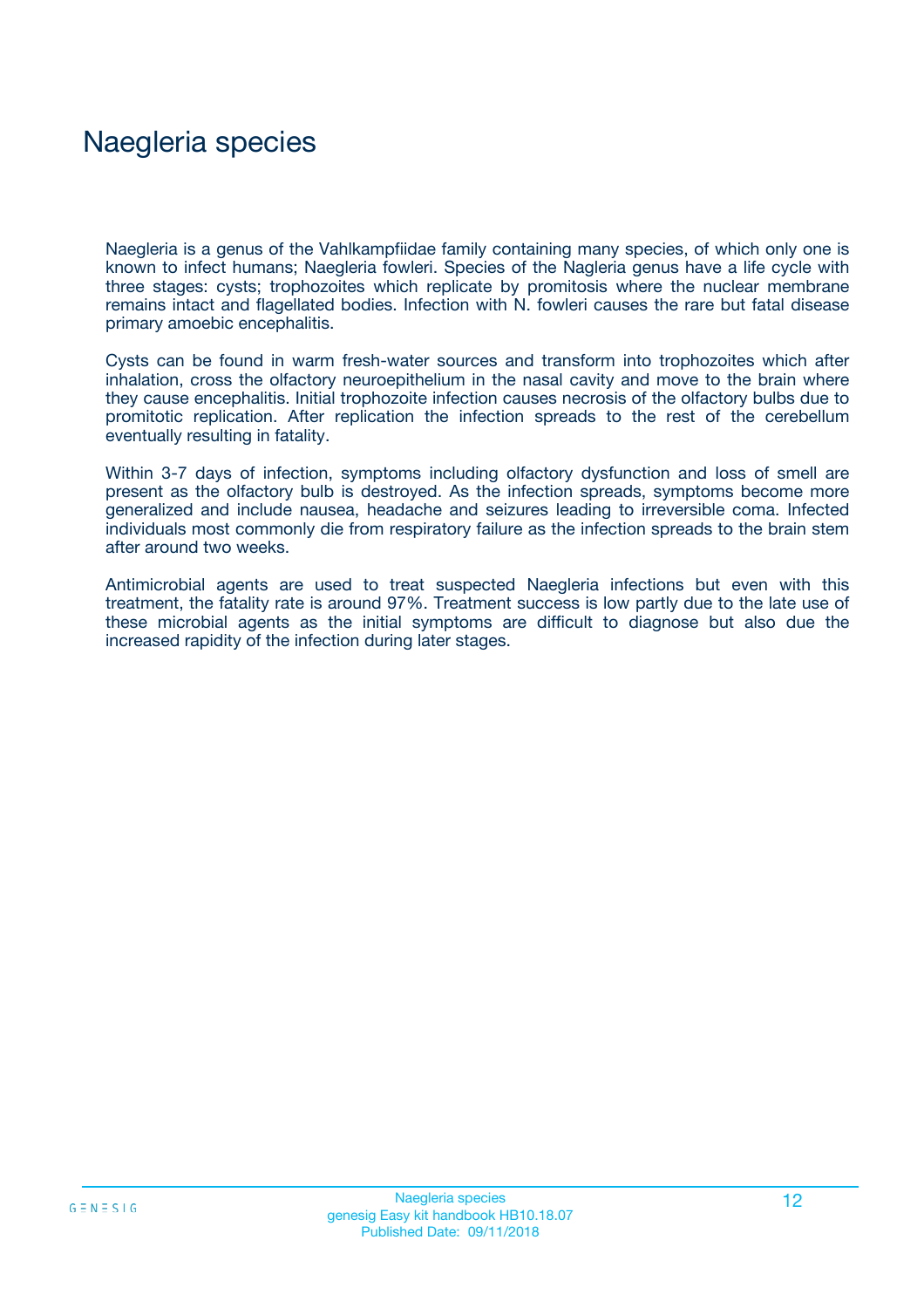# Naegleria species

Naegleria is a genus of the Vahlkampfiidae family containing many species, of which only one is known to infect humans; Naegleria fowleri. Species of the Nagleria genus have a life cycle with three stages: cysts; trophozoites which replicate by promitosis where the nuclear membrane remains intact and flagellated bodies. Infection with N. fowleri causes the rare but fatal disease primary amoebic encephalitis.

Cysts can be found in warm fresh-water sources and transform into trophozoites which after inhalation, cross the olfactory neuroepithelium in the nasal cavity and move to the brain where they cause encephalitis. Initial trophozoite infection causes necrosis of the olfactory bulbs due to promitotic replication. After replication the infection spreads to the rest of the cerebellum eventually resulting in fatality.

Within 3-7 days of infection, symptoms including olfactory dysfunction and loss of smell are present as the olfactory bulb is destroyed. As the infection spreads, symptoms become more generalized and include nausea, headache and seizures leading to irreversible coma. Infected individuals most commonly die from respiratory failure as the infection spreads to the brain stem after around two weeks.

Antimicrobial agents are used to treat suspected Naegleria infections but even with this treatment, the fatality rate is around 97%. Treatment success is low partly due to the late use of these microbial agents as the initial symptoms are difficult to diagnose but also due the increased rapidity of the infection during later stages.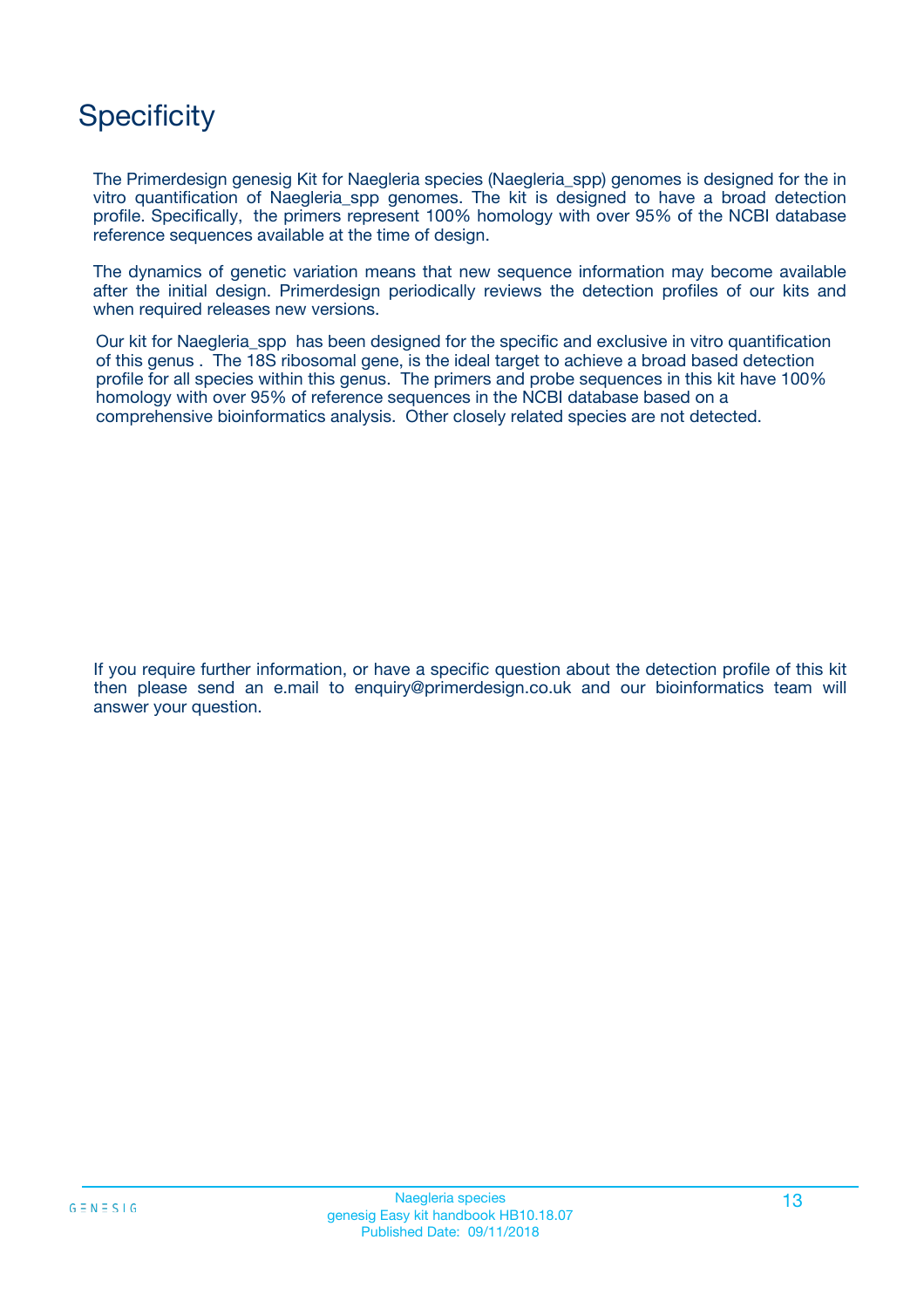# Specificity

The Primerdesign genesig Kit for Naegleria species (Naegleria_spp) genomes is designed for the in vitro quantification of Naegleria_spp genomes. The kit is designed to have a broad detection profile. Specifically, the primers represent 100% homology with over 95% of the NCBI database reference sequences available at the time of design.

The dynamics of genetic variation means that new sequence information may become available after the initial design. Primerdesign periodically reviews the detection profiles of our kits and when required releases new versions.

Our kit for Naegleria_spp has been designed for the specific and exclusive in vitro quantification of this genus . The 18S ribosomal gene, is the ideal target to achieve a broad based detection profile for all species within this genus. The primers and probe sequences in this kit have 100% homology with over 95% of reference sequences in the NCBI database based on a comprehensive bioinformatics analysis. Other closely related species are not detected.

If you require further information, or have a specific question about the detection profile of this kit then please send an e.mail to enquiry@primerdesign.co.uk and our bioinformatics team will answer your question.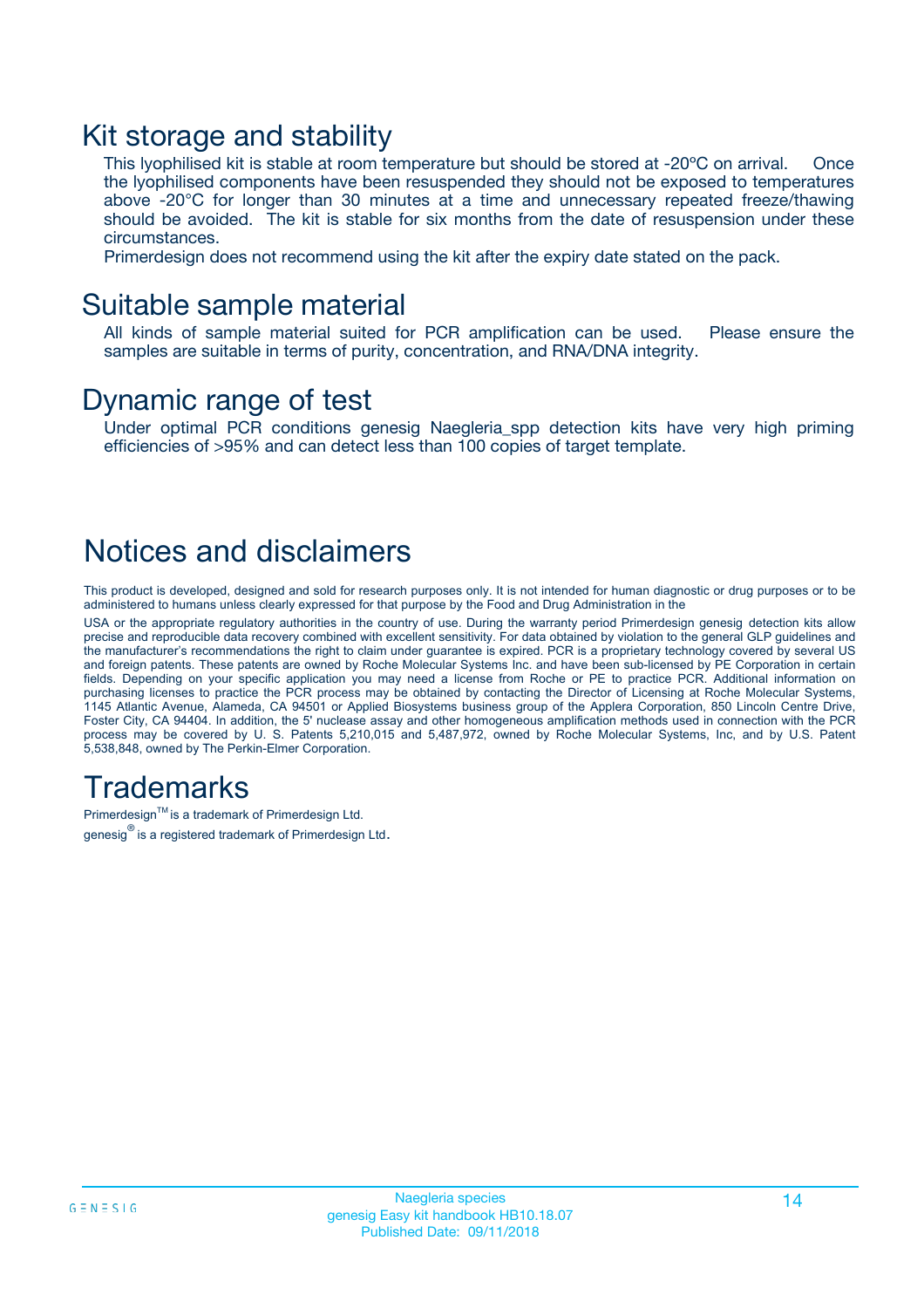## Kit storage and stability

This lyophilised kit is stable at room temperature but should be stored at -20ºC on arrival. Once the lyophilised components have been resuspended they should not be exposed to temperatures above -20°C for longer than 30 minutes at a time and unnecessary repeated freeze/thawing should be avoided. The kit is stable for six months from the date of resuspension under these circumstances.

Primerdesign does not recommend using the kit after the expiry date stated on the pack.

## Suitable sample material

All kinds of sample material suited for PCR amplification can be used. Please ensure the samples are suitable in terms of purity, concentration, and RNA/DNA integrity.

## Dynamic range of test

Under optimal PCR conditions genesig Naegleria_spp detection kits have very high priming efficiencies of >95% and can detect less than 100 copies of target template.

# Notices and disclaimers

This product is developed, designed and sold for research purposes only. It is not intended for human diagnostic or drug purposes or to be administered to humans unless clearly expressed for that purpose by the Food and Drug Administration in the

USA or the appropriate regulatory authorities in the country of use. During the warranty period Primerdesign genesig detection kits allow precise and reproducible data recovery combined with excellent sensitivity. For data obtained by violation to the general GLP guidelines and the manufacturer's recommendations the right to claim under guarantee is expired. PCR is a proprietary technology covered by several US and foreign patents. These patents are owned by Roche Molecular Systems Inc. and have been sub-licensed by PE Corporation in certain fields. Depending on your specific application you may need a license from Roche or PE to practice PCR. Additional information on purchasing licenses to practice the PCR process may be obtained by contacting the Director of Licensing at Roche Molecular Systems, 1145 Atlantic Avenue, Alameda, CA 94501 or Applied Biosystems business group of the Applera Corporation, 850 Lincoln Centre Drive, Foster City, CA 94404. In addition, the 5' nuclease assay and other homogeneous amplification methods used in connection with the PCR process may be covered by U. S. Patents 5,210,015 and 5,487,972, owned by Roche Molecular Systems, Inc, and by U.S. Patent 5,538,848, owned by The Perkin-Elmer Corporation.

# Trademarks

Primerdesign™ is a trademark of Primerdesign Ltd.

genesig® is a registered trademark of Primerdesign Ltd.